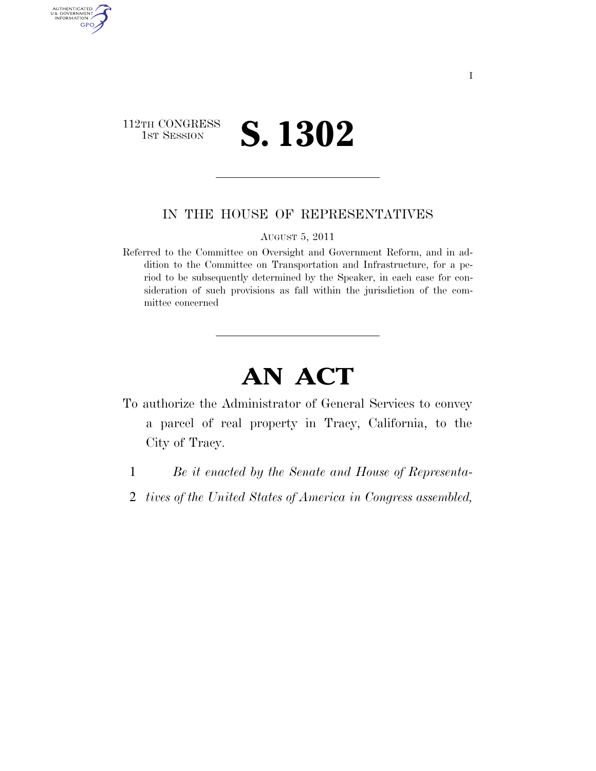112TH CONGRESS
1ST SESSION

# S. 1302

IN THE HOUSE OF REPRESENTATIVES

AUGUST 5, 2011

Referred to the Committee on Oversight and Government Reform, and in addition to the Committee on Transportation and Infrastructure, for a period to be subsequently determined by the Speaker, in each case for consideration of such provisions as fall within the jurisdiction of the committee concerned

# AN ACT

To authorize the Administrator of General Services to convey a parcel of real property in Tracy, California, to the City of Tracy.

1 *Be it enacted by the Senate and House of Representa-*
2 *tives of the United States of America in Congress assembled,*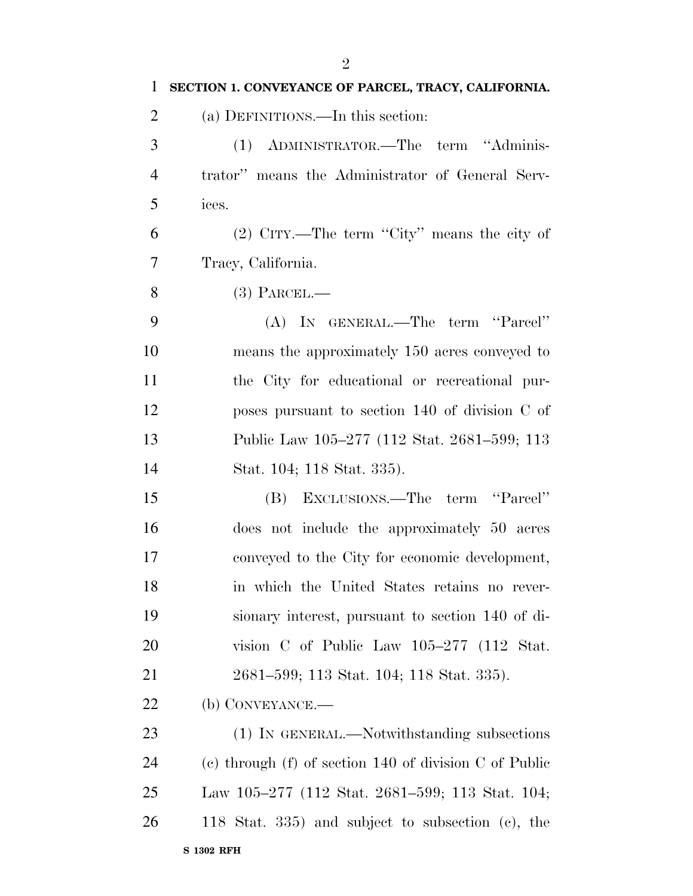**SECTION 1. CONVEYANCE OF PARCEL, TRACY, CALIFORNIA.**

(a) DEFINITIONS.—In this section:

(1) ADMINISTRATOR.—The term "Administrator" means the Administrator of General Services.

(2) CITY.—The term "City" means the city of Tracy, California.

(3) PARCEL.—

(A) IN GENERAL.—The term "Parcel" means the approximately 150 acres conveyed to the City for educational or recreational purposes pursuant to section 140 of division C of Public Law 105–277 (112 Stat. 2681–599; 113 Stat. 104; 118 Stat. 335).

(B) EXCLUSIONS.—The term "Parcel" does not include the approximately 50 acres conveyed to the City for economic development, in which the United States retains no reversionary interest, pursuant to section 140 of division C of Public Law 105–277 (112 Stat. 2681–599; 113 Stat. 104; 118 Stat. 335).

(b) CONVEYANCE.—

(1) IN GENERAL.—Notwithstanding subsections (c) through (f) of section 140 of division C of Public Law 105–277 (112 Stat. 2681–599; 113 Stat. 104; 118 Stat. 335) and subject to subsection (c), the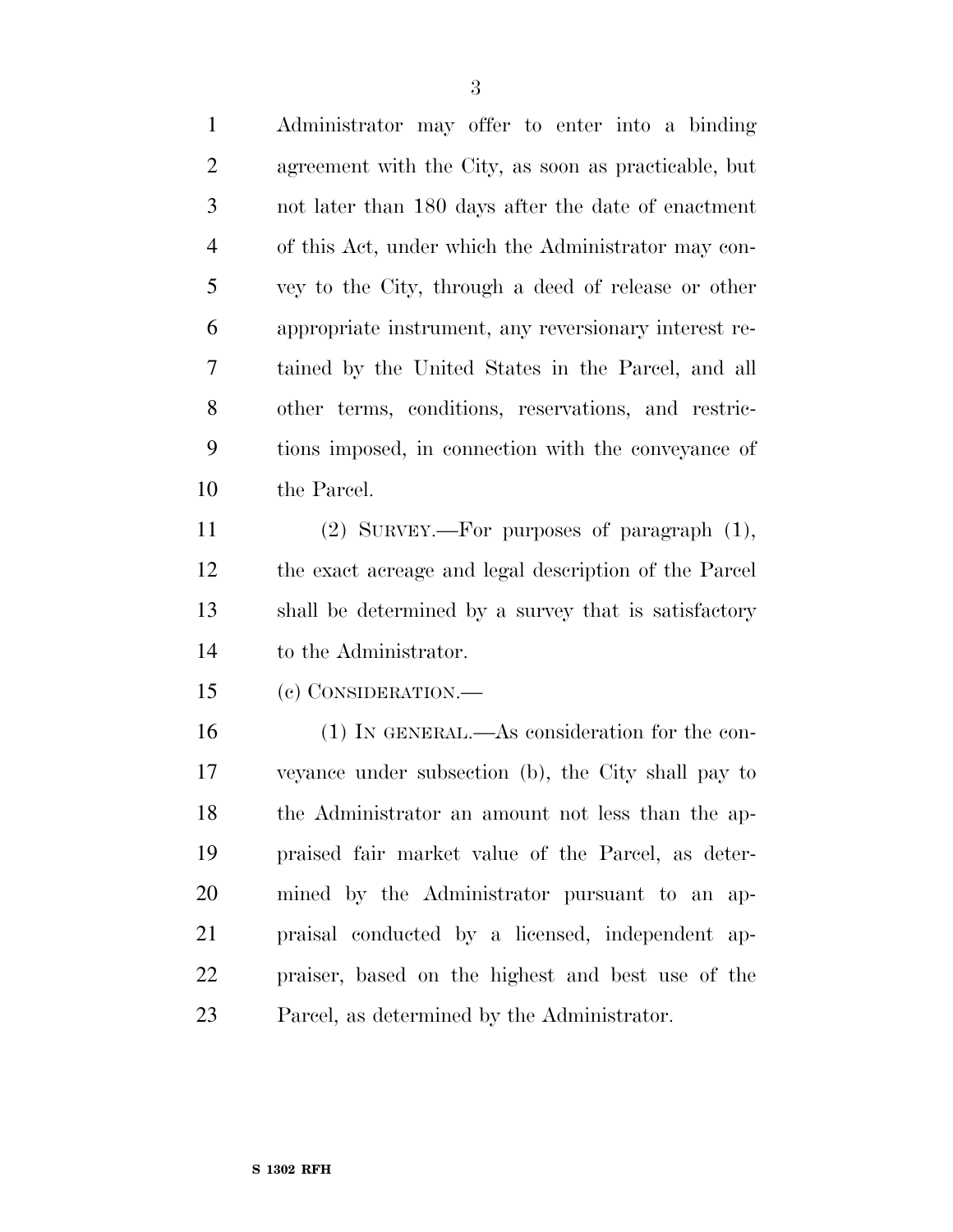Administrator may offer to enter into a binding agreement with the City, as soon as practicable, but not later than 180 days after the date of enactment of this Act, under which the Administrator may convey to the City, through a deed of release or other appropriate instrument, any reversionary interest retained by the United States in the Parcel, and all other terms, conditions, reservations, and restrictions imposed, in connection with the conveyance of the Parcel.

(2) SURVEY.—For purposes of paragraph (1), the exact acreage and legal description of the Parcel shall be determined by a survey that is satisfactory to the Administrator.

(c) CONSIDERATION.—

(1) IN GENERAL.—As consideration for the conveyance under subsection (b), the City shall pay to the Administrator an amount not less than the appraised fair market value of the Parcel, as determined by the Administrator pursuant to an appraisal conducted by a licensed, independent appraiser, based on the highest and best use of the Parcel, as determined by the Administrator.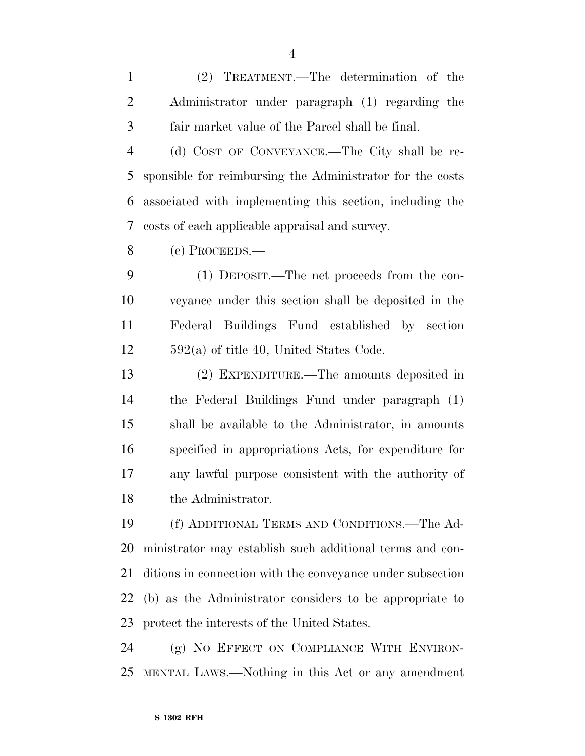(2) TREATMENT.—The determination of the Administrator under paragraph (1) regarding the fair market value of the Parcel shall be final.

(d) COST OF CONVEYANCE.—The City shall be responsible for reimbursing the Administrator for the costs associated with implementing this section, including the costs of each applicable appraisal and survey.

(e) PROCEEDS.—

(1) DEPOSIT.—The net proceeds from the conveyance under this section shall be deposited in the Federal Buildings Fund established by section 592(a) of title 40, United States Code.

(2) EXPENDITURE.—The amounts deposited in the Federal Buildings Fund under paragraph (1) shall be available to the Administrator, in amounts specified in appropriations Acts, for expenditure for any lawful purpose consistent with the authority of the Administrator.

(f) ADDITIONAL TERMS AND CONDITIONS.—The Administrator may establish such additional terms and conditions in connection with the conveyance under subsection (b) as the Administrator considers to be appropriate to protect the interests of the United States.

(g) NO EFFECT ON COMPLIANCE WITH ENVIRONMENTAL LAWS.—Nothing in this Act or any amendment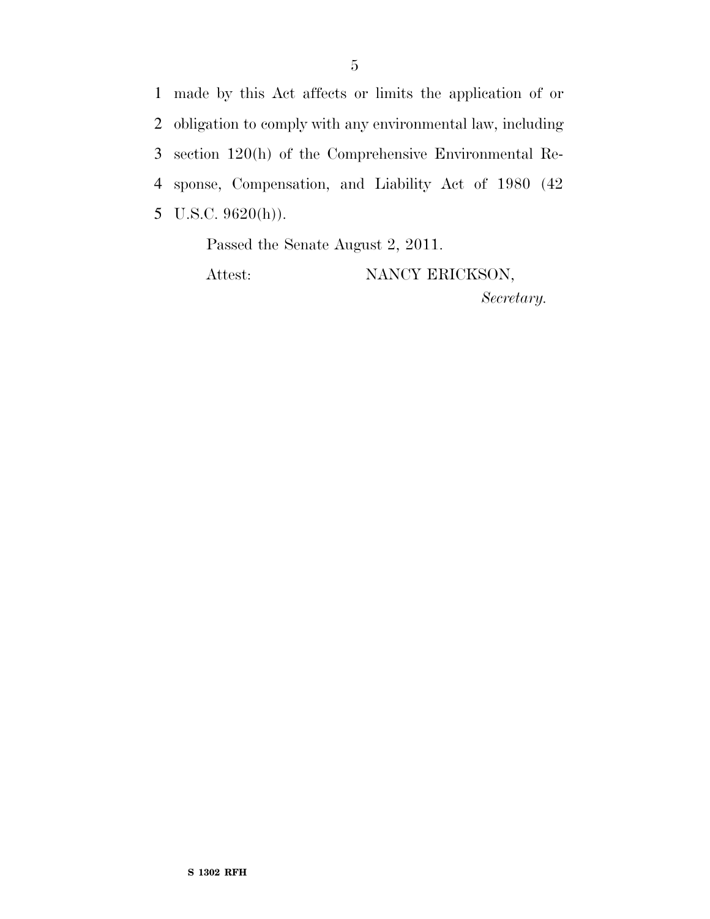made by this Act affects or limits the application of or obligation to comply with any environmental law, including section 120(h) of the Comprehensive Environmental Response, Compensation, and Liability Act of 1980 (42 U.S.C. 9620(h)).

Passed the Senate August 2, 2011.

Attest: NANCY ERICKSON,

*Secretary.*